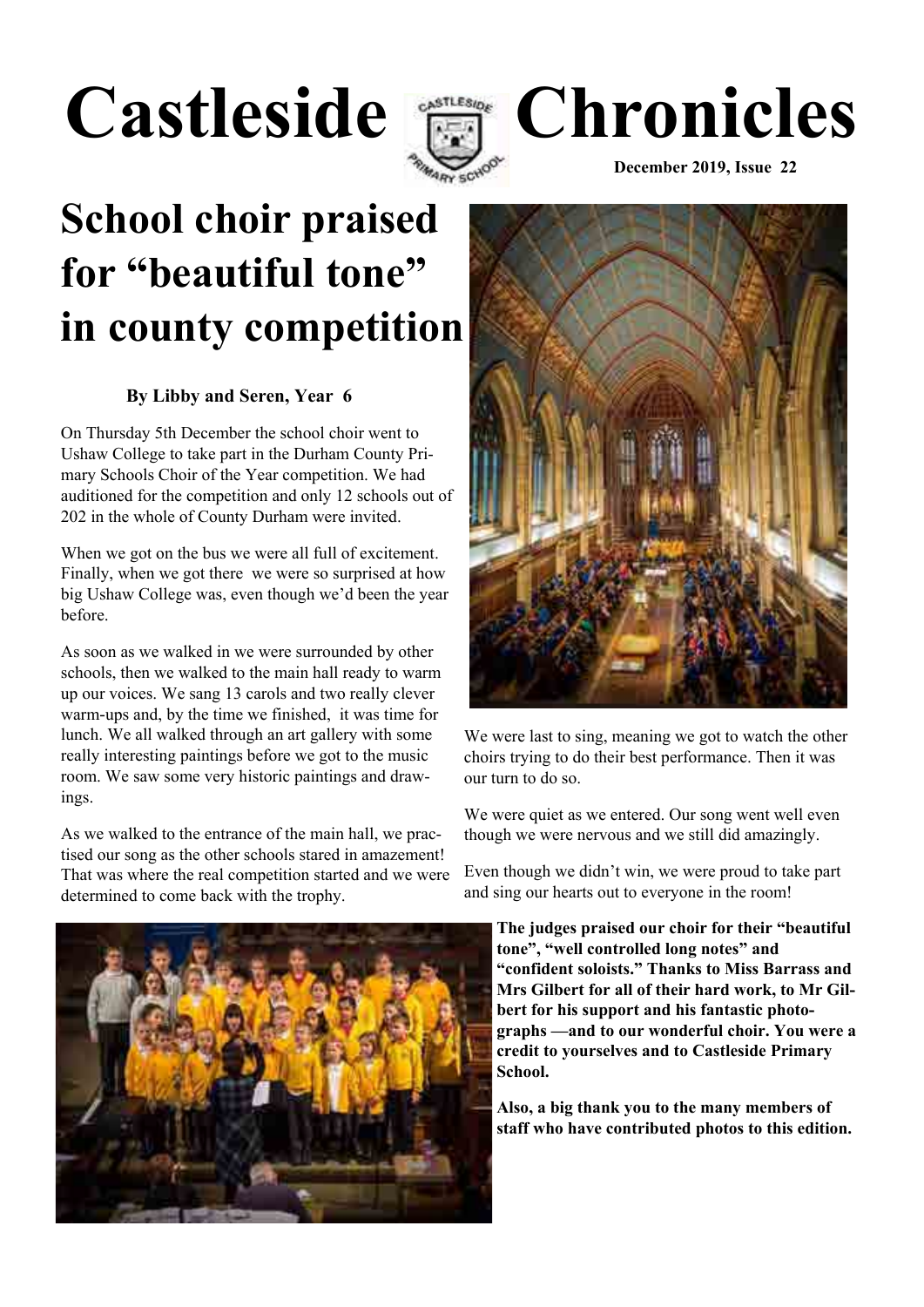# Castleside Chronicles

**December 2019, Issue 22**

## School choir praised for "beautiful tone" in county competition

**By Libby and Seren, Year 6**

On Thursday 5th December the school choir went to Ushaw College to take part in the Durham County Primary Schools Choir of the Year competition. We had auditioned for the competition and only 12 schools out of 202 in the whole of County Durham were invited.

When we got on the bus we were all full of excitement. Finally, when we got there we were so surprised at how big Ushaw College was, even though we'd been the year before.

As soon as we walked in we were surrounded by other schools, then we walked to the main hall ready to warm up our voices. We sang 13 carols and two really clever warm-ups and, by the time we finished, it was time for lunch. We all walked through an art gallery with some really interesting paintings before we got to the music room. We saw some very historic paintings and drawings.

As we walked to the entrance of the main hall, we practised our song as the other schools stared in amazement! That was where the real competition started and we were determined to come back with the trophy.

We were last to sing, meaning we got to watch the other choirs trying to do their best performance. Then it was our turn to do so.

We were quiet as we entered. Our song went well even though we were nervous and we still did amazingly.

Even though we didn't win, we were proud to take part and sing our hearts out to everyone in the room!

**The judges praised our choir for their "beautiful tone", "well controlled long notes" and "confident soloists." Thanks to Miss Barrass and Mrs Gilbert for all of their hard work, to Mr Gilbert for his support and his fantastic photographs —and to our wonderful choir. You were a credit to yourselves and to Castleside Primary School.**

**Also, a big thank you to the many members of staff who have contributed photos to this edition.**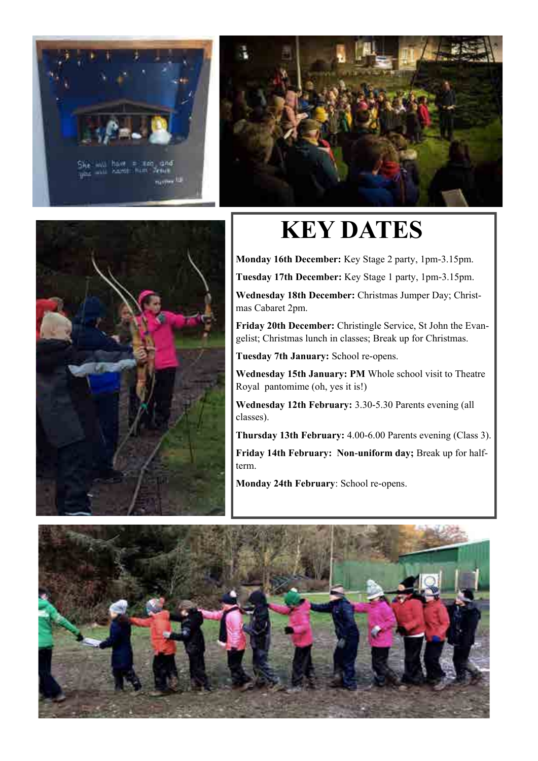# KEY DATES

**Monday 16th December:** Key Stage 2 party, 1pm-3.15pm.

**Tuesday 17th December:** Key Stage 1 party, 1pm-3.15pm.

**Wednesday 18th December:** Christmas Jumper Day; Christmas Cabaret 2pm.

**Friday 20th December:** Christingle Service, St John the Evangelist; Christmas lunch in classes; Break up for Christmas.

**Tuesday 7th January:** School re-opens.

**Wednesday 15th January: PM** Whole school visit to Theatre Royal pantomime (oh, yes it is!)

**Wednesday 12th February:** 3.30-5.30 Parents evening (all classes).

**Thursday 13th February:** 4.00-6.00 Parents evening (Class 3).

**Friday 14th February: Non-uniform day;** Break up for half-term.

**Monday 24th February**: School re-opens.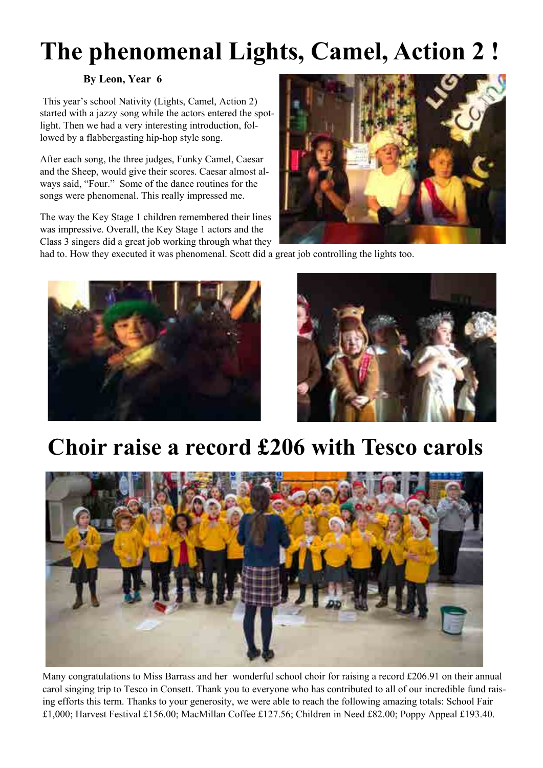# The phenomenal Lights, Camel, Action 2 !

**By Leon, Year 6**

This year's school Nativity (Lights, Camel, Action 2) started with a jazzy song while the actors entered the spotlight. Then we had a very interesting introduction, followed by a flabbergasting hip-hop style song.

After each song, the three judges, Funky Camel, Caesar and the Sheep, would give their scores. Caesar almost always said, "Four." Some of the dance routines for the songs were phenomenal. This really impressed me.

The way the Key Stage 1 children remembered their lines was impressive. Overall, the Key Stage 1 actors and the Class 3 singers did a great job working through what they had to. How they executed it was phenomenal. Scott did a great job controlling the lights too.

# Choir raise a record £206 with Tesco carols

Many congratulations to Miss Barrass and her wonderful school choir for raising a record £206.91 on their annual carol singing trip to Tesco in Consett. Thank you to everyone who has contributed to all of our incredible fund raising efforts this term. Thanks to your generosity, we were able to reach the following amazing totals: School Fair £1,000; Harvest Festival £156.00; MacMillan Coffee £127.56; Children in Need £82.00; Poppy Appeal £193.40.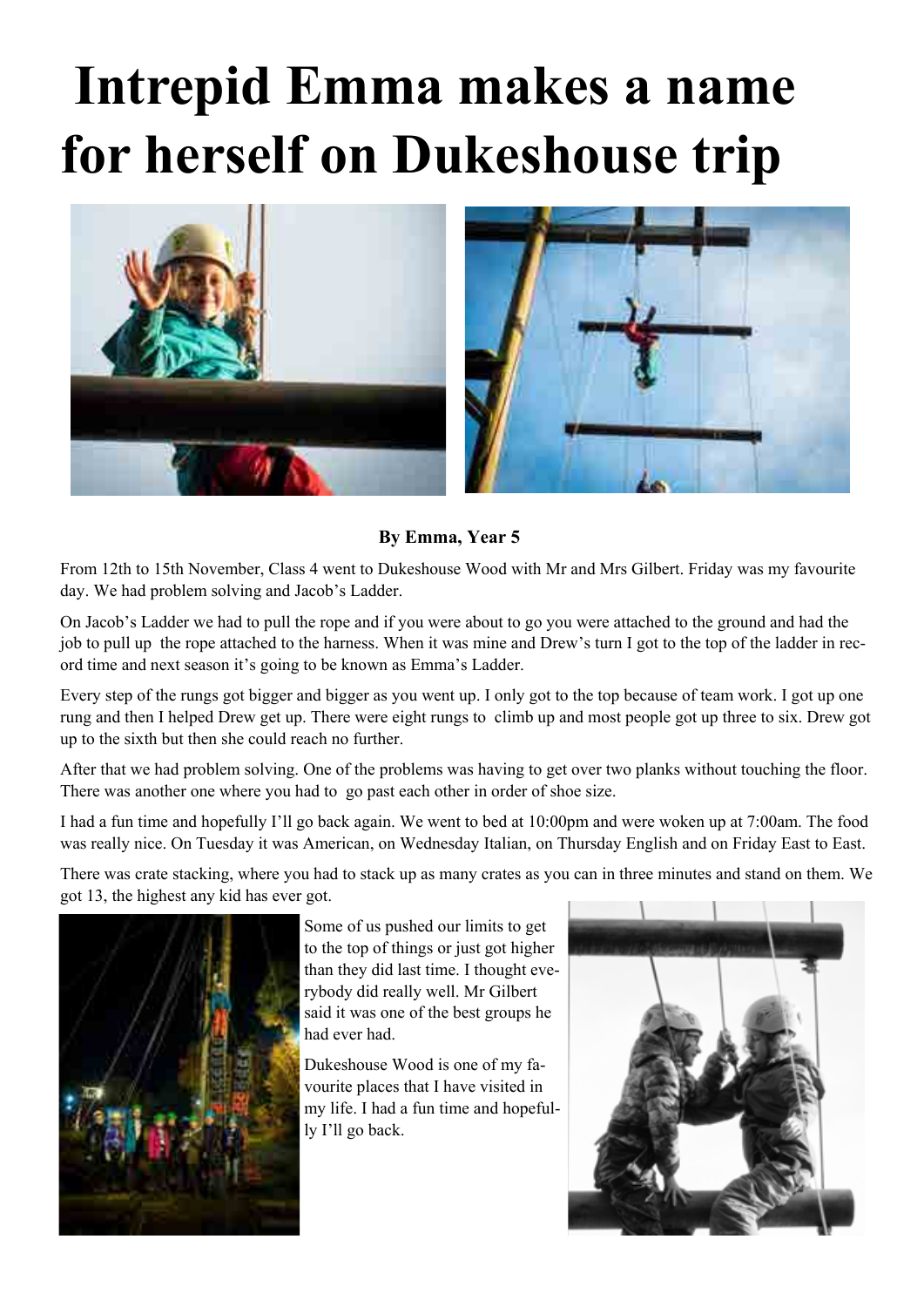# Intrepid Emma makes a name for herself on Dukeshouse trip

**By Emma, Year 5**

From 12th to 15th November, Class 4 went to Dukeshouse Wood with Mr and Mrs Gilbert. Friday was my favourite day. We had problem solving and Jacob's Ladder.

On Jacob's Ladder we had to pull the rope and if you were about to go you were attached to the ground and had the job to pull up the rope attached to the harness. When it was mine and Drew's turn I got to the top of the ladder in record time and next season it's going to be known as Emma's Ladder.

Every step of the rungs got bigger and bigger as you went up. I only got to the top because of team work. I got up one rung and then I helped Drew get up. There were eight rungs to climb up and most people got up three to six. Drew got up to the sixth but then she could reach no further.

After that we had problem solving. One of the problems was having to get over two planks without touching the floor. There was another one where you had to go past each other in order of shoe size.

I had a fun time and hopefully I'll go back again. We went to bed at 10:00pm and were woken up at 7:00am. The food was really nice. On Tuesday it was American, on Wednesday Italian, on Thursday English and on Friday East to East.

There was crate stacking, where you had to stack up as many crates as you can in three minutes and stand on them. We got 13, the highest any kid has ever got.

Some of us pushed our limits to get to the top of things or just got higher than they did last time. I thought everybody did really well. Mr Gilbert said it was one of the best groups he had ever had.

Dukeshouse Wood is one of my favourite places that I have visited in my life. I had a fun time and hopefully I'll go back.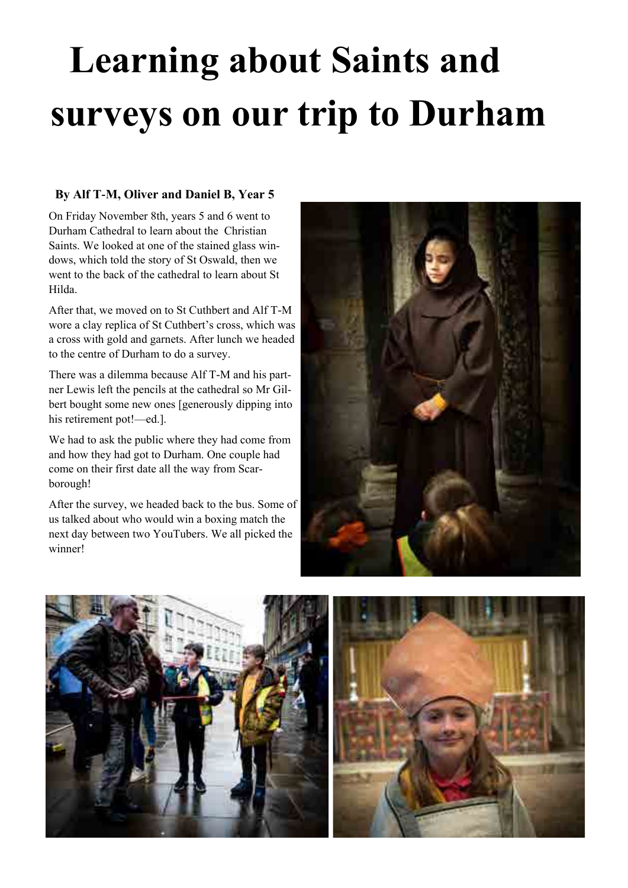# Learning about Saints and surveys on our trip to Durham

**By Alf T-M, Oliver and Daniel B, Year 5**

On Friday November 8th, years 5 and 6 went to Durham Cathedral to learn about the Christian Saints. We looked at one of the stained glass windows, which told the story of St Oswald, then we went to the back of the cathedral to learn about St Hilda.

After that, we moved on to St Cuthbert and Alf T-M wore a clay replica of St Cuthbert's cross, which was a cross with gold and garnets. After lunch we headed to the centre of Durham to do a survey.

There was a dilemma because Alf T-M and his partner Lewis left the pencils at the cathedral so Mr Gilbert bought some new ones [generously dipping into his retirement pot!—ed.].

We had to ask the public where they had come from and how they had got to Durham. One couple had come on their first date all the way from Scarborough!

After the survey, we headed back to the bus. Some of us talked about who would win a boxing match the next day between two YouTubers. We all picked the winner!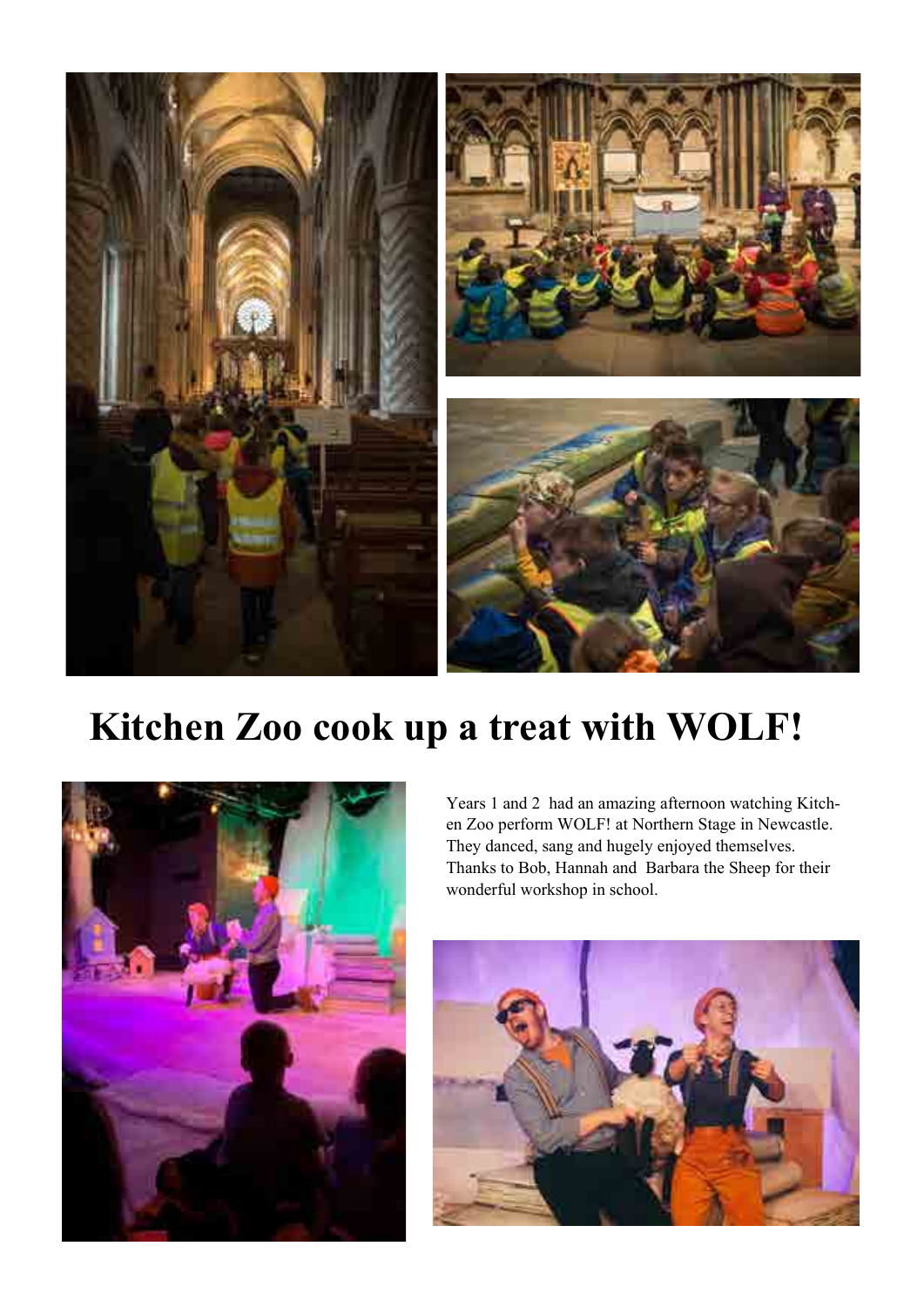# Kitchen Zoo cook up a treat with WOLF!

Years 1 and 2 had an amazing afternoon watching Kitchen Zoo perform WOLF! at Northern Stage in Newcastle. They danced, sang and hugely enjoyed themselves. Thanks to Bob, Hannah and Barbara the Sheep for their wonderful workshop in school.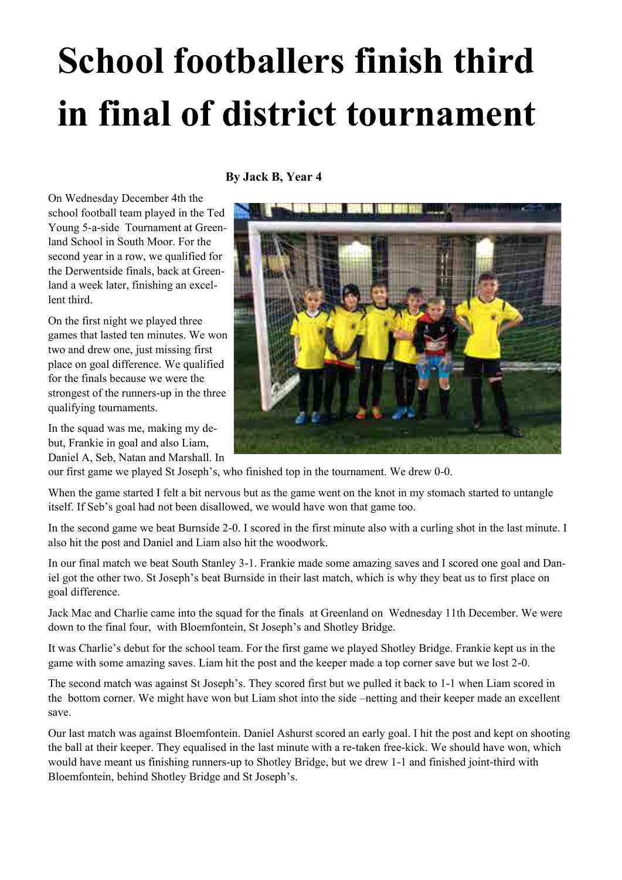# School footballers finish third in final of district tournament

**By Jack B, Year 4**

On Wednesday December 4th the school football team played in the Ted Young 5-a-side Tournament at Greenland School in South Moor. For the second year in a row, we qualified for the Derwentside finals, back at Greenland a week later, finishing an excellent third.

On the first night we played three games that lasted ten minutes. We won two and drew one, just missing first place on goal difference. We qualified for the finals because we were the strongest of the runners-up in the three qualifying tournaments.

In the squad was me, making my debut, Frankie in goal and also Liam, Daniel A, Seb, Natan and Marshall. In our first game we played St Joseph's, who finished top in the tournament. We drew 0-0.

When the game started I felt a bit nervous but as the game went on the knot in my stomach started to untangle itself. If Seb's goal had not been disallowed, we would have won that game too.

In the second game we beat Burnside 2-0. I scored in the first minute also with a curling shot in the last minute. I also hit the post and Daniel and Liam also hit the woodwork.

In our final match we beat South Stanley 3-1. Frankie made some amazing saves and I scored one goal and Daniel got the other two. St Joseph's beat Burnside in their last match, which is why they beat us to first place on goal difference.

Jack Mac and Charlie came into the squad for the finals at Greenland on Wednesday 11th December. We were down to the final four, with Bloemfontein, St Joseph's and Shotley Bridge.

It was Charlie's debut for the school team. For the first game we played Shotley Bridge. Frankie kept us in the game with some amazing saves. Liam hit the post and the keeper made a top corner save but we lost 2-0.

The second match was against St Joseph's. They scored first but we pulled it back to 1-1 when Liam scored in the bottom corner. We might have won but Liam shot into the side –netting and their keeper made an excellent save.

Our last match was against Bloemfontein. Daniel Ashurst scored an early goal. I hit the post and kept on shooting the ball at their keeper. They equalised in the last minute with a re-taken free-kick. We should have won, which would have meant us finishing runners-up to Shotley Bridge, but we drew 1-1 and finished joint-third with Bloemfontein, behind Shotley Bridge and St Joseph's.